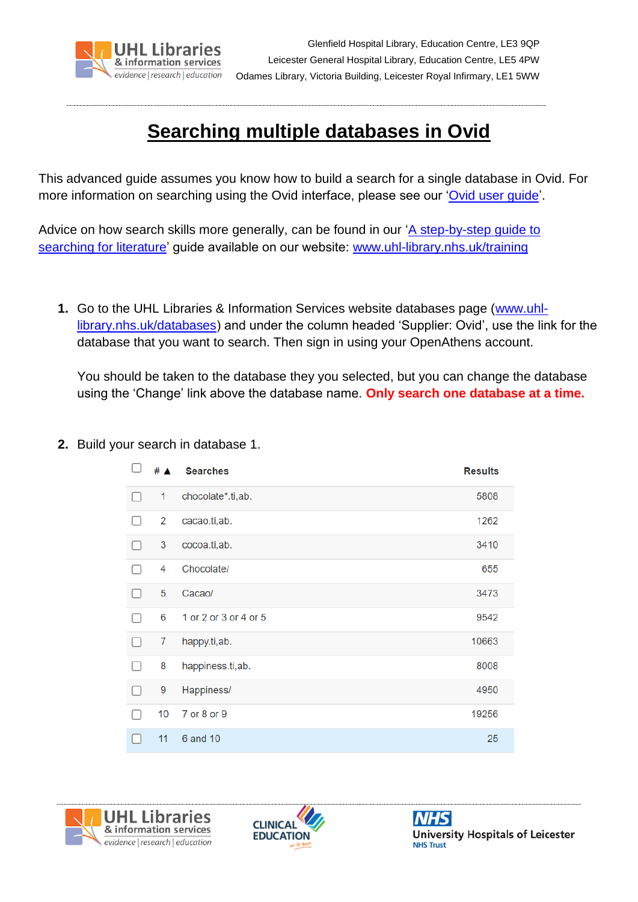Glenfield Hospital Library, Education Centre, LE3 9QP
Leicester General Hospital Library, Education Centre, LE5 4PW
Odames Library, Victoria Building, Leicester Royal Infirmary, LE1 5WW

# Searching multiple databases in Ovid

This advanced guide assumes you know how to build a search for a single database in Ovid. For more information on searching using the Ovid interface, please see our 'Ovid user guide'.

Advice on how search skills more generally, can be found in our 'A step-by-step guide to searching for literature' guide available on our website: www.uhl-library.nhs.uk/training

1. Go to the UHL Libraries & Information Services website databases page (www.uhl-library.nhs.uk/databases) and under the column headed 'Supplier: Ovid', use the link for the database that you want to search. Then sign in using your OpenAthens account.

   You should be taken to the database they you selected, but you can change the database using the 'Change' link above the database name. **Only search one database at a time.**

2. Build your search in database 1.

| # ▲ | Searches | Results |
|---|---|---|
| 1 | chocolate*.ti,ab. | 5808 |
| 2 | cacao.ti,ab. | 1262 |
| 3 | cocoa.ti,ab. | 3410 |
| 4 | Chocolate/ | 655 |
| 5 | Cacao/ | 3473 |
| 6 | 1 or 2 or 3 or 4 or 5 | 9542 |
| 7 | happy.ti,ab. | 10663 |
| 8 | happiness.ti,ab. | 8008 |
| 9 | Happiness/ | 4950 |
| 10 | 7 or 8 or 9 | 19256 |
| 11 | 6 and 10 | 25 |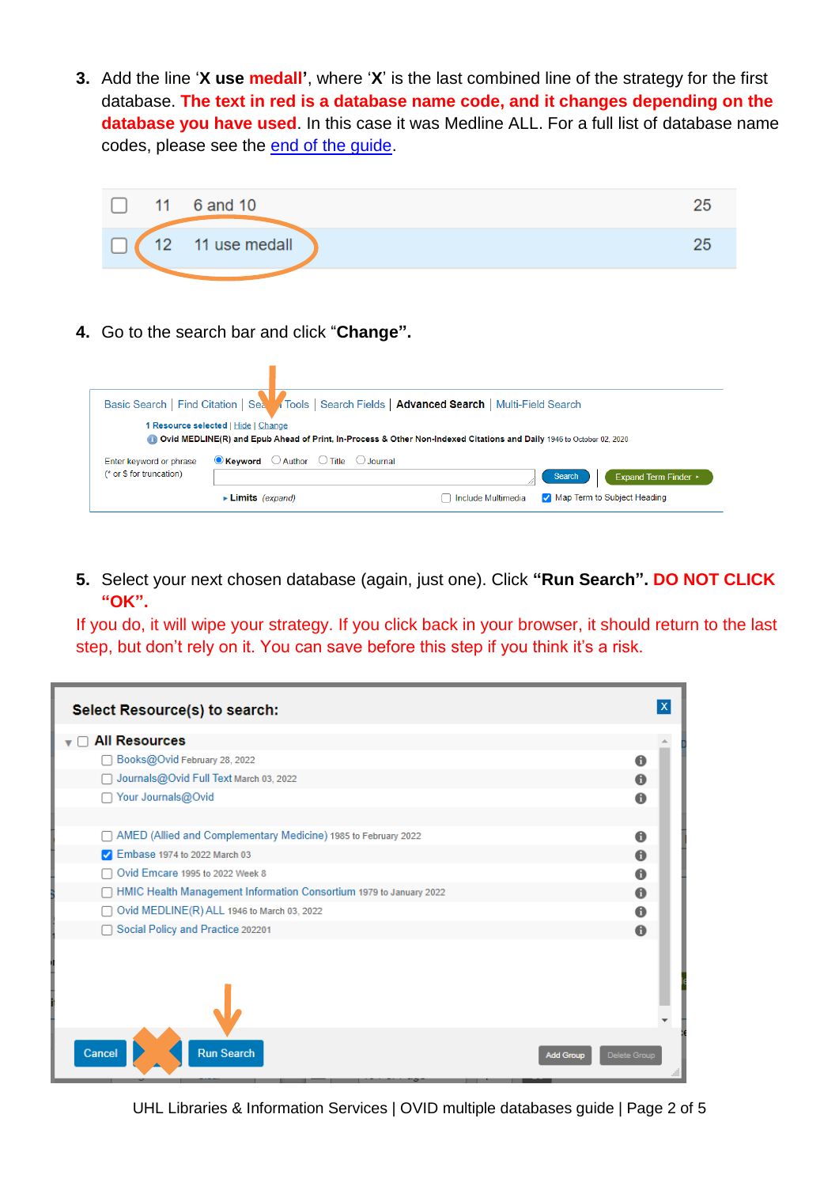3. Add the line '**X use medall**', where '**X**' is the last combined line of the strategy for the first database. **The text in red is a database name code, and it changes depending on the database you have used**. In this case it was Medline ALL. For a full list of database name codes, please see the [end of the guide](#).

| | | | |
|---|---|---|---|
| ☐ | 11 | 6 and 10 | 25 |
| ☐ | 12 | 11 use medall | 25 |

4. Go to the search bar and click "**Change**".

Basic Search | Find Citation | Search Tools | Search Fields | **Advanced Search** | Multi-Field Search

1 Resource selected | Hide | Change

Ovid MEDLINE(R) and Epub Ahead of Print, In-Process & Other Non-Indexed Citations and Daily 1946 to October 02, 2020

Enter keyword or phrase (* or $ for truncation) — Keyword / Author / Title / Journal — Search — Expand Term Finder

Limits (expand) — Include Multimedia — Map Term to Subject Heading

5. Select your next chosen database (again, just one). Click **"Run Search"**. **DO NOT CLICK "OK".**

If you do, it will wipe your strategy. If you click back in your browser, it should return to the last step, but don't rely on it. You can save before this step if you think it's a risk.

**Select Resource(s) to search:**

- ☐ **All Resources**
  - ☐ Books@Ovid February 28, 2022
  - ☐ Journals@Ovid Full Text March 03, 2022
  - ☐ Your Journals@Ovid
  - ☐ AMED (Allied and Complementary Medicine) 1985 to February 2022
  - ☑ Embase 1974 to 2022 March 03
  - ☐ Ovid Emcare 1995 to 2022 Week 8
  - ☐ HMIC Health Management Information Consortium 1979 to January 2022
  - ☐ Ovid MEDLINE(R) ALL 1946 to March 03, 2022
  - ☐ Social Policy and Practice 202201

Cancel | OK | Run Search | Add Group | Delete Group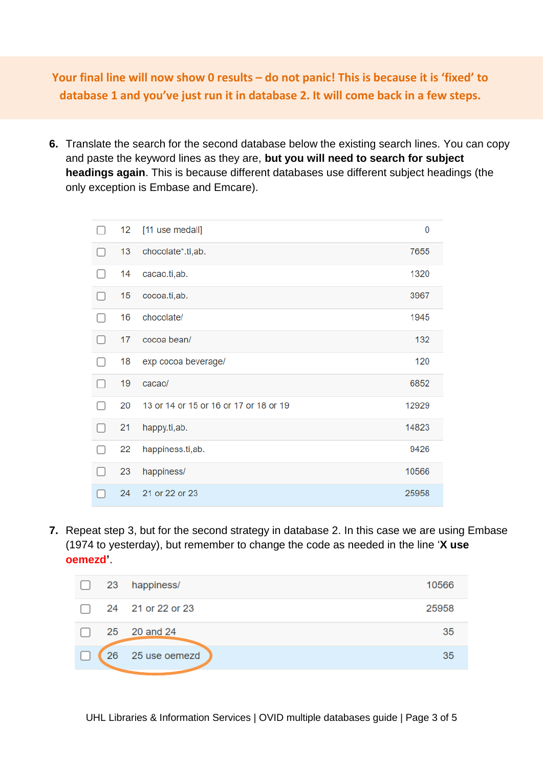**Your final line will now show 0 results – do not panic! This is because it is 'fixed' to database 1 and you've just run it in database 2. It will come back in a few steps.**

6. Translate the search for the second database below the existing search lines. You can copy and paste the keyword lines as they are, **but you will need to search for subject headings again**. This is because different databases use different subject headings (the only exception is Embase and Emcare).

| | # | Search | Results |
|---|---|---|---|
| ☐ | 12 | [11 use medall] | 0 |
| ☐ | 13 | chocolate*.ti,ab. | 7655 |
| ☐ | 14 | cacao.ti,ab. | 1320 |
| ☐ | 15 | cocoa.ti,ab. | 3967 |
| ☐ | 16 | chocolate/ | 1945 |
| ☐ | 17 | cocoa bean/ | 132 |
| ☐ | 18 | exp cocoa beverage/ | 120 |
| ☐ | 19 | cacao/ | 6852 |
| ☐ | 20 | 13 or 14 or 15 or 16 or 17 or 18 or 19 | 12929 |
| ☐ | 21 | happy.ti,ab. | 14823 |
| ☐ | 22 | happiness.ti,ab. | 9426 |
| ☐ | 23 | happiness/ | 10566 |
| ☐ | 24 | 21 or 22 or 23 | 25958 |

7. Repeat step 3, but for the second strategy in database 2. In this case we are using Embase (1974 to yesterday), but remember to change the code as needed in the line '**X use oemezd**'.

| | # | Search | Results |
|---|---|---|---|
| ☐ | 23 | happiness/ | 10566 |
| ☐ | 24 | 21 or 22 or 23 | 25958 |
| ☐ | 25 | 20 and 24 | 35 |
| ☐ | 26 | 25 use oemezd | 35 |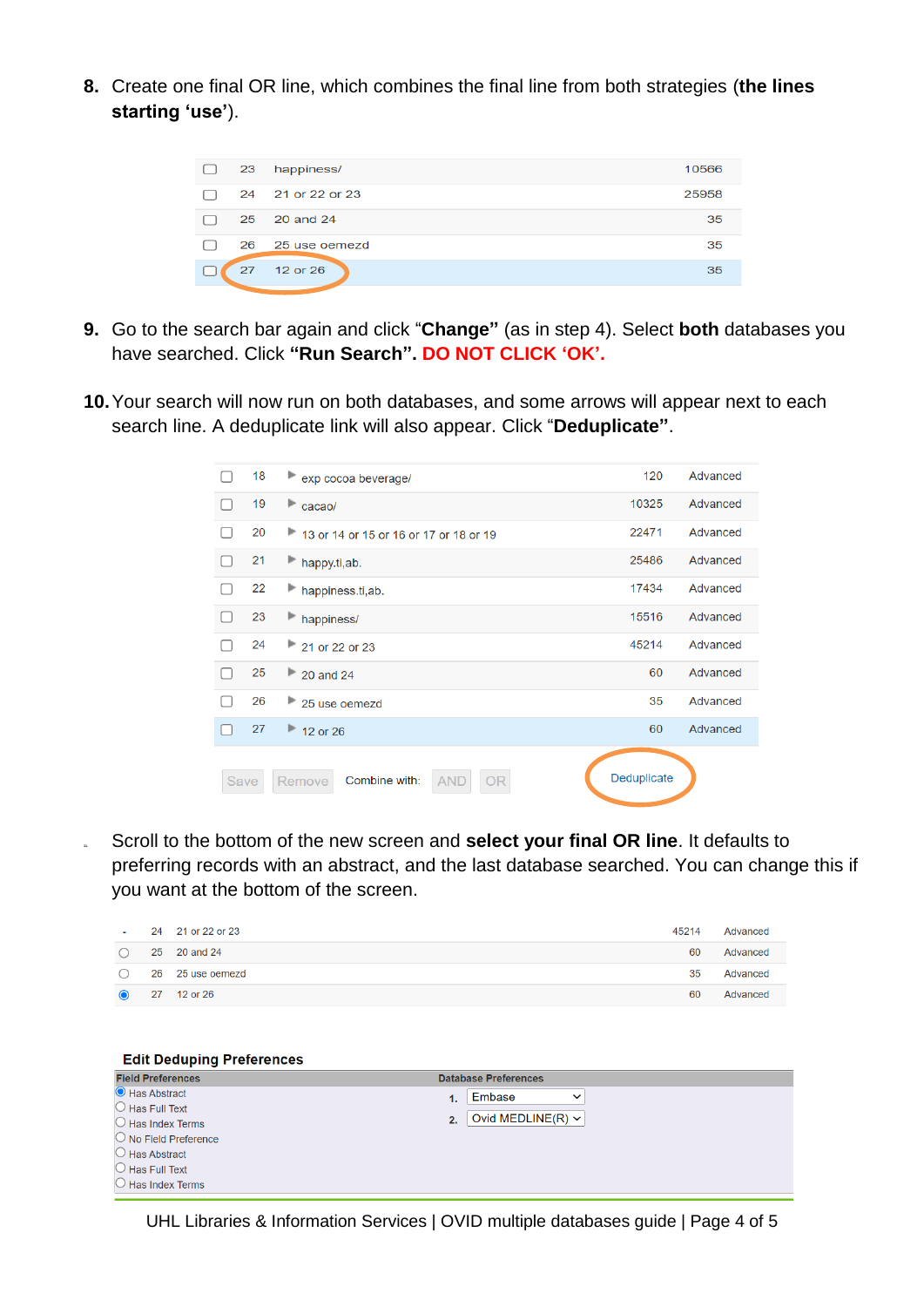8. Create one final OR line, which combines the final line from both strategies (**the lines starting 'use'**).

| | | | |
|---|---|---|---|
| ☐ | 23 | happiness/ | 10566 |
| ☐ | 24 | 21 or 22 or 23 | 25958 |
| ☐ | 25 | 20 and 24 | 35 |
| ☐ | 26 | 25 use oemezd | 35 |
| ☐ | 27 | 12 or 26 | 35 |

9. Go to the search bar again and click "**Change**" (as in step 4). Select **both** databases you have searched. Click **"Run Search"**. **DO NOT CLICK 'OK'.**

10. Your search will now run on both databases, and some arrows will appear next to each search line. A deduplicate link will also appear. Click "**Deduplicate**".

| | | | | |
|---|---|---|---|---|
| ☐ | 18 | ▶ exp cocoa beverage/ | 120 | Advanced |
| ☐ | 19 | ▶ cacao/ | 10325 | Advanced |
| ☐ | 20 | ▶ 13 or 14 or 15 or 16 or 17 or 18 or 19 | 22471 | Advanced |
| ☐ | 21 | ▶ happy.ti,ab. | 25486 | Advanced |
| ☐ | 22 | ▶ happiness.ti,ab. | 17434 | Advanced |
| ☐ | 23 | ▶ happiness/ | 15516 | Advanced |
| ☐ | 24 | ▶ 21 or 22 or 23 | 45214 | Advanced |
| ☐ | 25 | ▶ 20 and 24 | 60 | Advanced |
| ☐ | 26 | ▶ 25 use oemezd | 35 | Advanced |
| ☐ | 27 | ▶ 12 or 26 | 60 | Advanced |

Save | Remove | Combine with: AND | OR | Deduplicate

11. Scroll to the bottom of the new screen and **select your final OR line**. It defaults to preferring records with an abstract, and the last database searched. You can change this if you want at the bottom of the screen.

| | | | | |
|---|---|---|---|---|
| - | 24 | 21 or 22 or 23 | 45214 | Advanced |
| ○ | 25 | 20 and 24 | 60 | Advanced |
| ○ | 26 | 25 use oemezd | 35 | Advanced |
| ◉ | 27 | 12 or 26 | 60 | Advanced |

**Edit Deduping Preferences**

| Field Preferences | Database Preferences |
|---|---|
| ◉ Has Abstract | 1. Embase |
| ○ Has Full Text | 2. Ovid MEDLINE(R) |
| ○ Has Index Terms | |
| ○ No Field Preference | |
| ○ Has Abstract | |
| ○ Has Full Text | |
| ○ Has Index Terms | |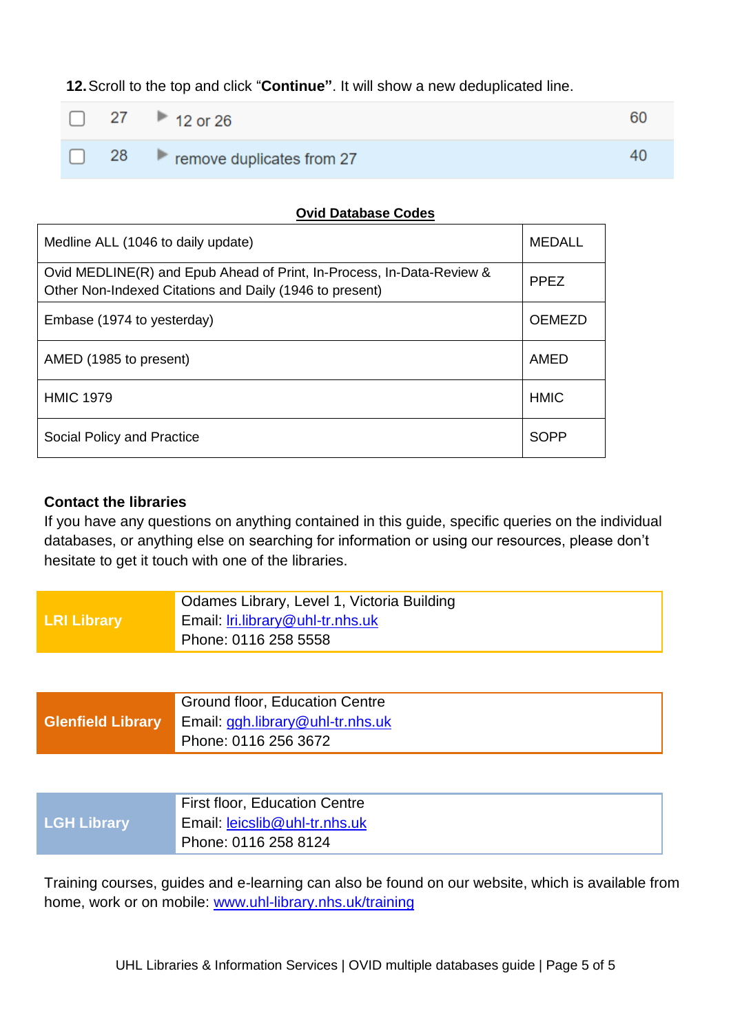**12.** Scroll to the top and click "**Continue**". It will show a new deduplicated line.

| | | | |
|---|---|---|---|
| ☐ | 27 | ▶ 12 or 26 | 60 |
| ☐ | 28 | ▶ remove duplicates from 27 | 40 |

**Ovid Database Codes**

| | |
|---|---|
| Medline ALL (1046 to daily update) | MEDALL |
| Ovid MEDLINE(R) and Epub Ahead of Print, In-Process, In-Data-Review & Other Non-Indexed Citations and Daily (1946 to present) | PPEZ |
| Embase (1974 to yesterday) | OEMEZD |
| AMED (1985 to present) | AMED |
| HMIC 1979 | HMIC |
| Social Policy and Practice | SOPP |

**Contact the libraries**

If you have any questions on anything contained in this guide, specific queries on the individual databases, or anything else on searching for information or using our resources, please don't hesitate to get it touch with one of the libraries.

| | |
|---|---|
| **LRI Library** | Odames Library, Level 1, Victoria Building<br>Email: lri.library@uhl-tr.nhs.uk<br>Phone: 0116 258 5558 |

| | |
|---|---|
| **Glenfield Library** | Ground floor, Education Centre<br>Email: ggh.library@uhl-tr.nhs.uk<br>Phone: 0116 256 3672 |

| | |
|---|---|
| **LGH Library** | First floor, Education Centre<br>Email: leicslib@uhl-tr.nhs.uk<br>Phone: 0116 258 8124 |

Training courses, guides and e-learning can also be found on our website, which is available from home, work or on mobile: www.uhl-library.nhs.uk/training